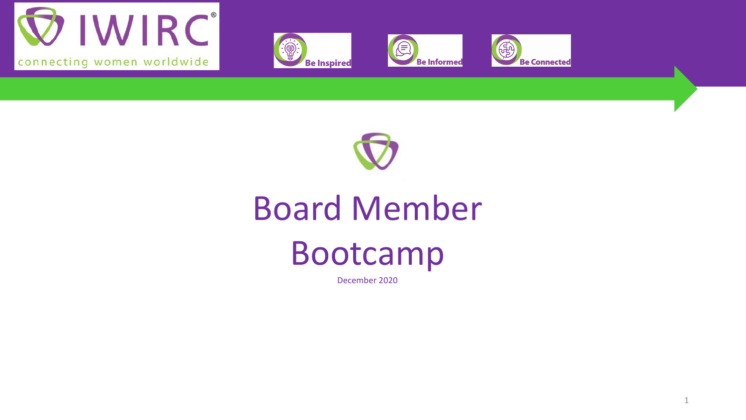IWIRC® connecting women worldwide

Be Inspired | Be Informed | Be Connected

# Board Member Bootcamp

December 2020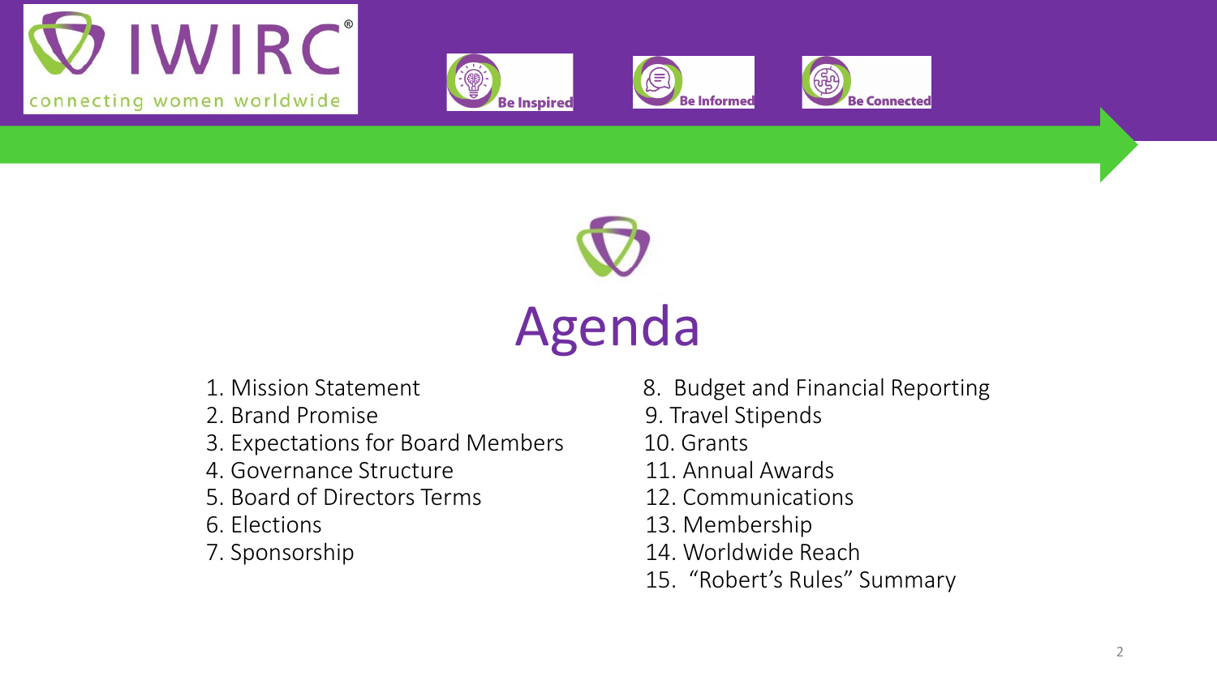# Agenda

1. Mission Statement
2. Brand Promise
3. Expectations for Board Members
4. Governance Structure
5. Board of Directors Terms
6. Elections
7. Sponsorship
8. Budget and Financial Reporting
9. Travel Stipends
10. Grants
11. Annual Awards
12. Communications
13. Membership
14. Worldwide Reach
15. "Robert's Rules" Summary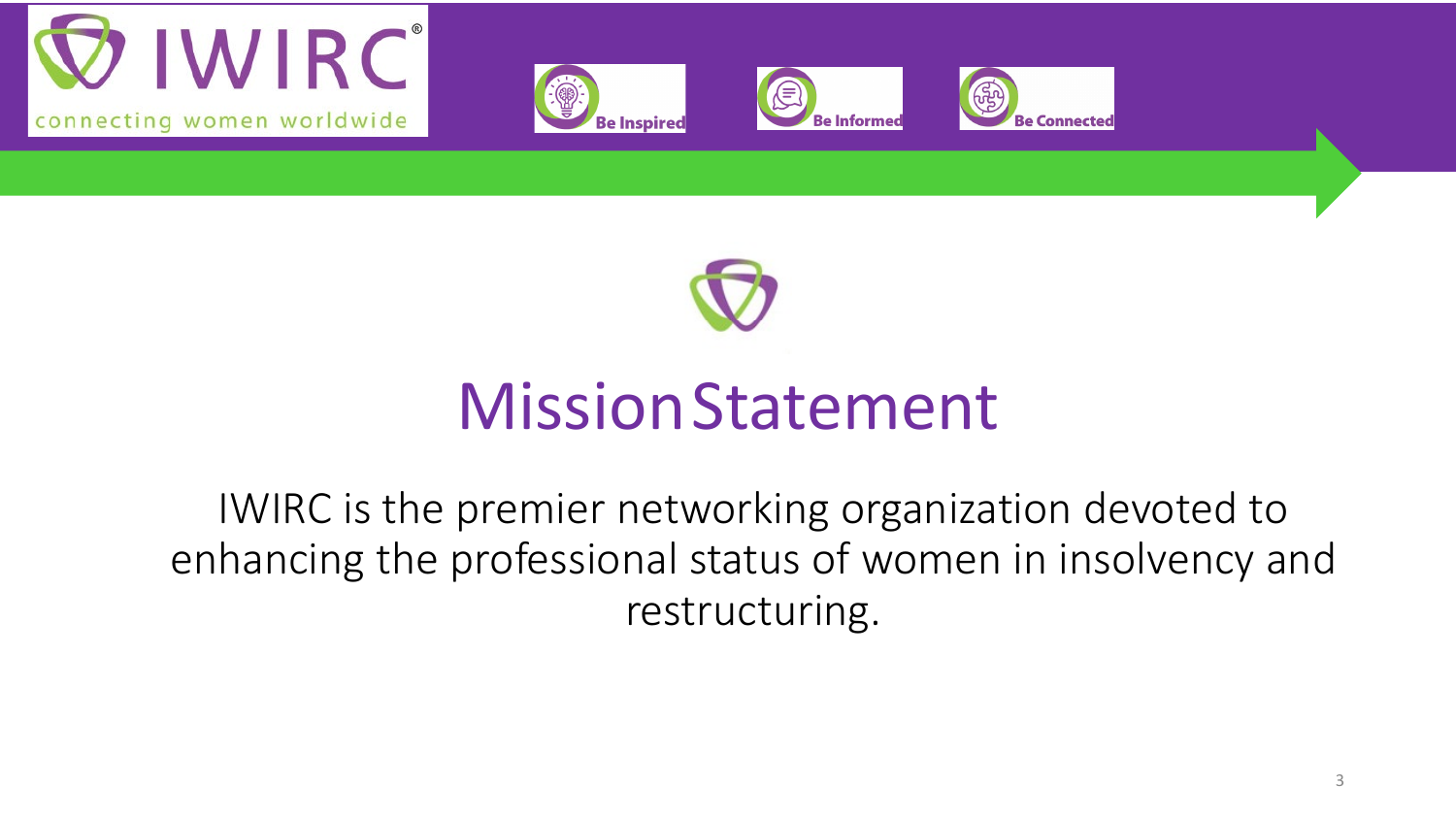IWIRC

connecting women worldwide

Be Inspired

Be Informed

Be Connected

# Mission Statement

IWIRC is the premier networking organization devoted to enhancing the professional status of women in insolvency and restructuring.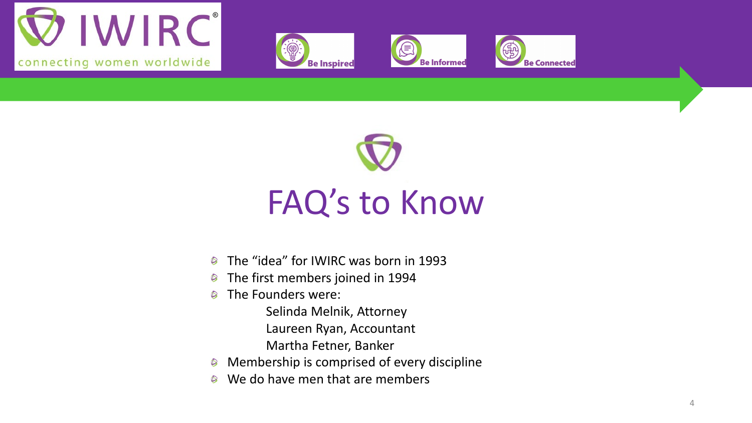IWIRC® connecting women worldwide

Be Inspired | Be Informed | Be Connected

# FAQ’s to Know

- The “idea” for IWIRC was born in 1993
- The first members joined in 1994
- The Founders were:
  - Selinda Melnik, Attorney
  - Laureen Ryan, Accountant
  - Martha Fetner, Banker
- Membership is comprised of every discipline
- We do have men that are members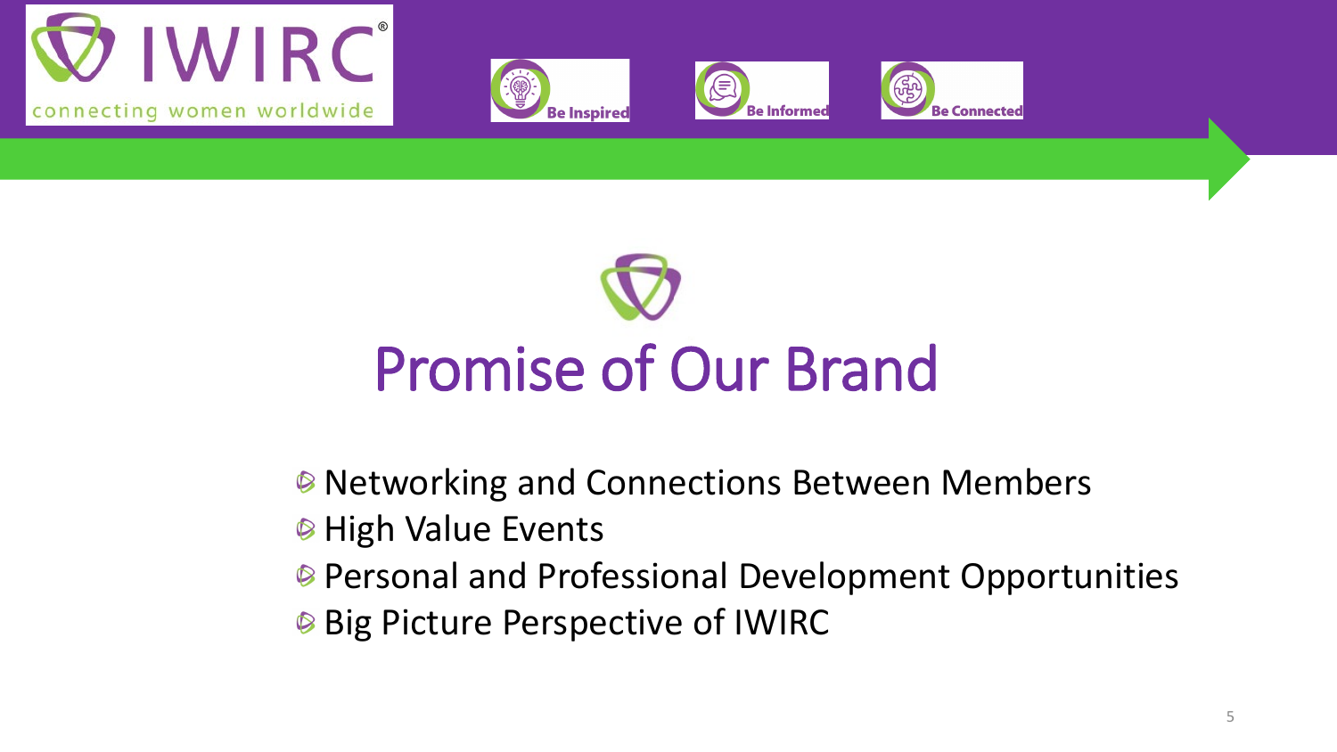# Promise of Our Brand

- Networking and Connections Between Members
- High Value Events
- Personal and Professional Development Opportunities
- Big Picture Perspective of IWIRC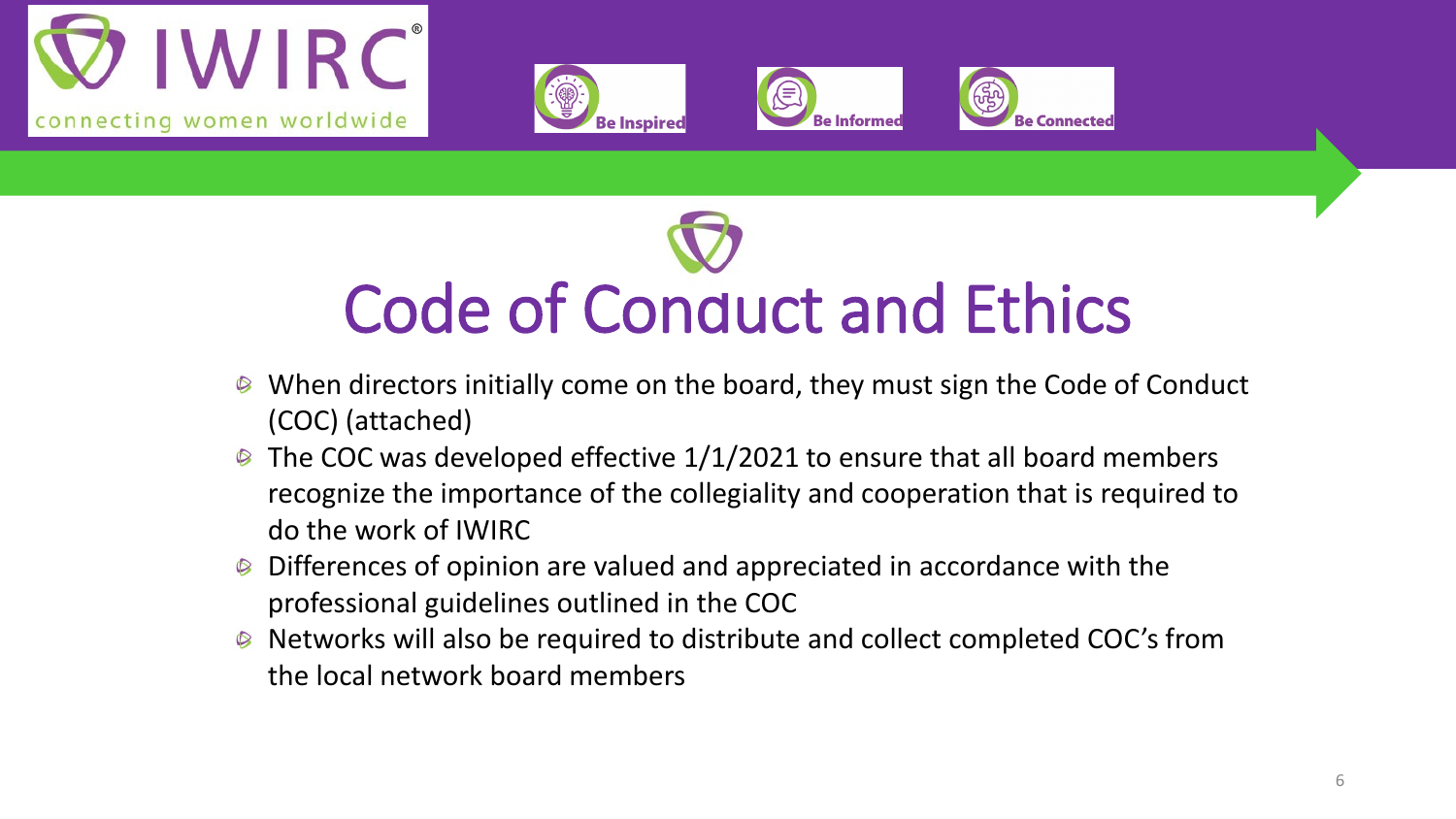# Code of Conduct and Ethics

- When directors initially come on the board, they must sign the Code of Conduct (COC) (attached)
- The COC was developed effective 1/1/2021 to ensure that all board members recognize the importance of the collegiality and cooperation that is required to do the work of IWIRC
- Differences of opinion are valued and appreciated in accordance with the professional guidelines outlined in the COC
- Networks will also be required to distribute and collect completed COC's from the local network board members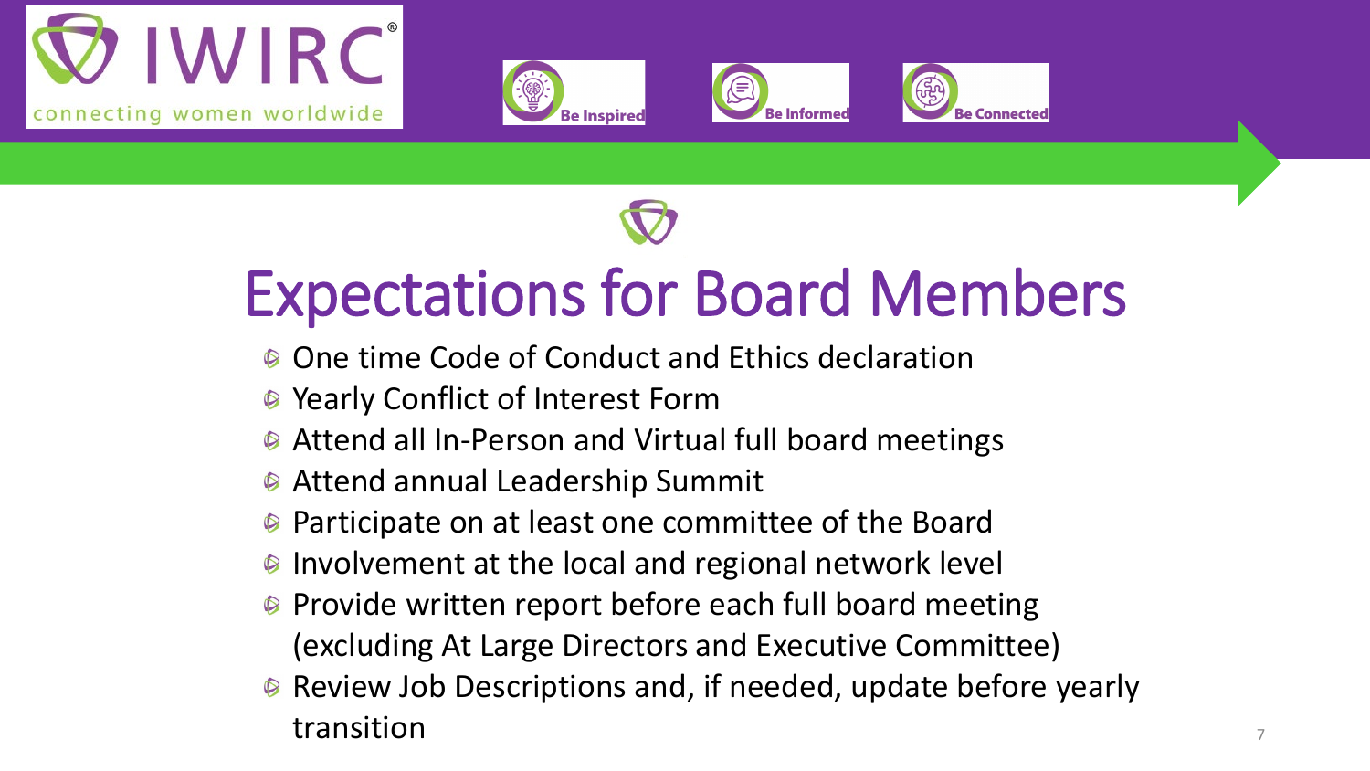# Expectations for Board Members

- One time Code of Conduct and Ethics declaration
- Yearly Conflict of Interest Form
- Attend all In-Person and Virtual full board meetings
- Attend annual Leadership Summit
- Participate on at least one committee of the Board
- Involvement at the local and regional network level
- Provide written report before each full board meeting (excluding At Large Directors and Executive Committee)
- Review Job Descriptions and, if needed, update before yearly transition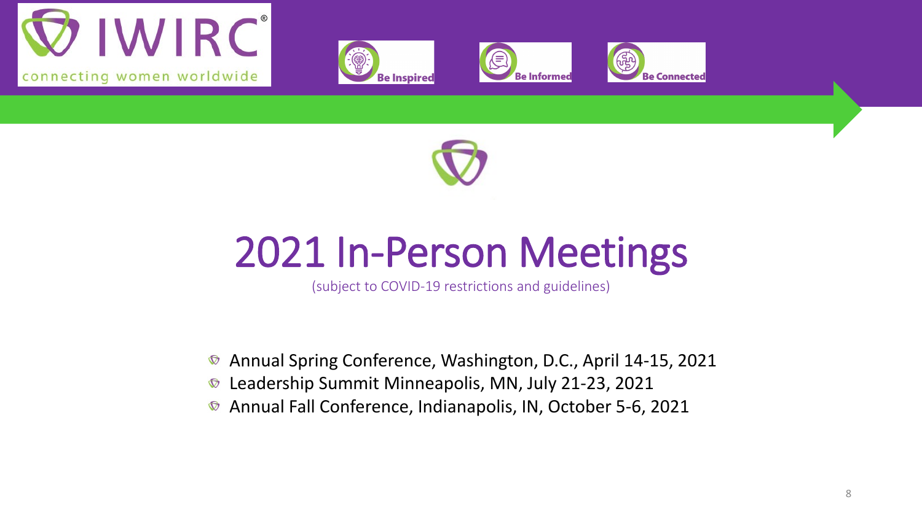IWIRC
connecting women worldwide

Be Inspired | Be Informed | Be Connected

# 2021 In-Person Meetings

(subject to COVID-19 restrictions and guidelines)

- Annual Spring Conference, Washington, D.C., April 14-15, 2021
- Leadership Summit Minneapolis, MN, July 21-23, 2021
- Annual Fall Conference, Indianapolis, IN, October 5-6, 2021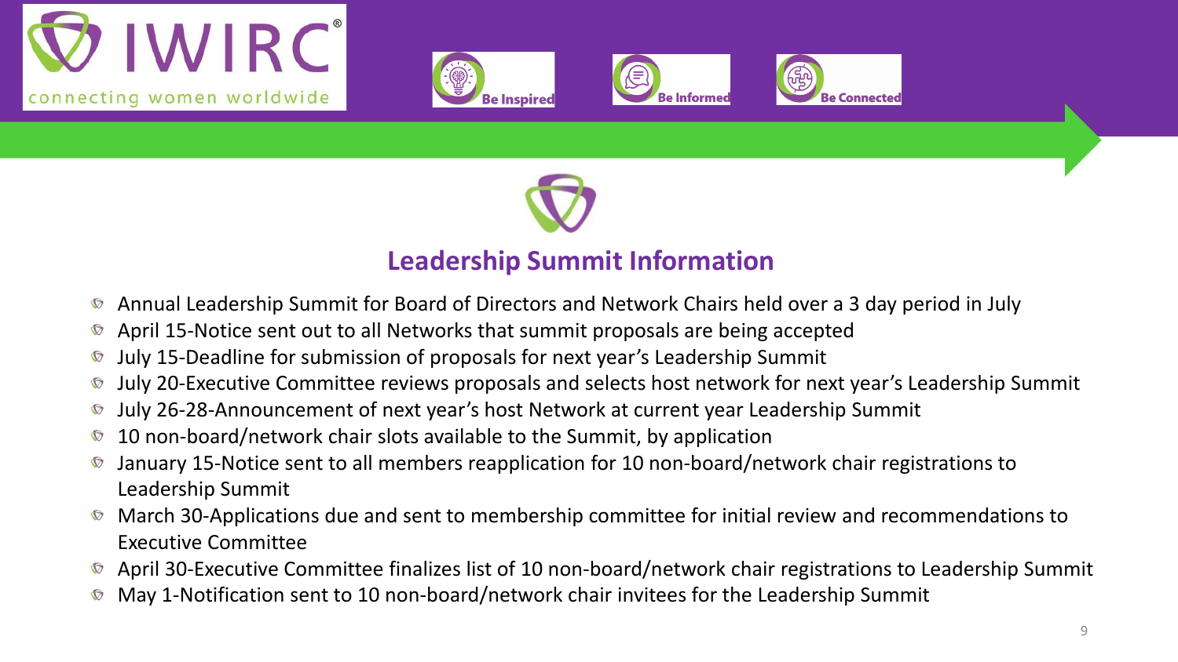IWIRC® connecting women worldwide

Be Inspired | Be Informed | Be Connected

## Leadership Summit Information

- Annual Leadership Summit for Board of Directors and Network Chairs held over a 3 day period in July
- April 15-Notice sent out to all Networks that summit proposals are being accepted
- July 15-Deadline for submission of proposals for next year's Leadership Summit
- July 20-Executive Committee reviews proposals and selects host network for next year's Leadership Summit
- July 26-28-Announcement of next year's host Network at current year Leadership Summit
- 10 non-board/network chair slots available to the Summit, by application
- January 15-Notice sent to all members reapplication for 10 non-board/network chair registrations to Leadership Summit
- March 30-Applications due and sent to membership committee for initial review and recommendations to Executive Committee
- April 30-Executive Committee finalizes list of 10 non-board/network chair registrations to Leadership Summit
- May 1-Notification sent to 10 non-board/network chair invitees for the Leadership Summit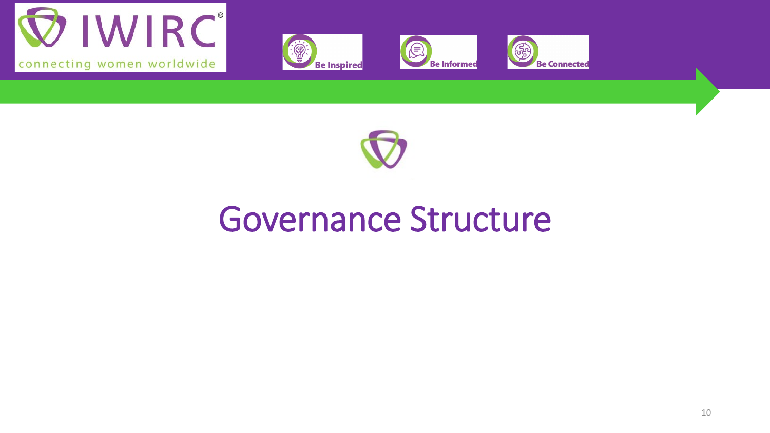# Governance Structure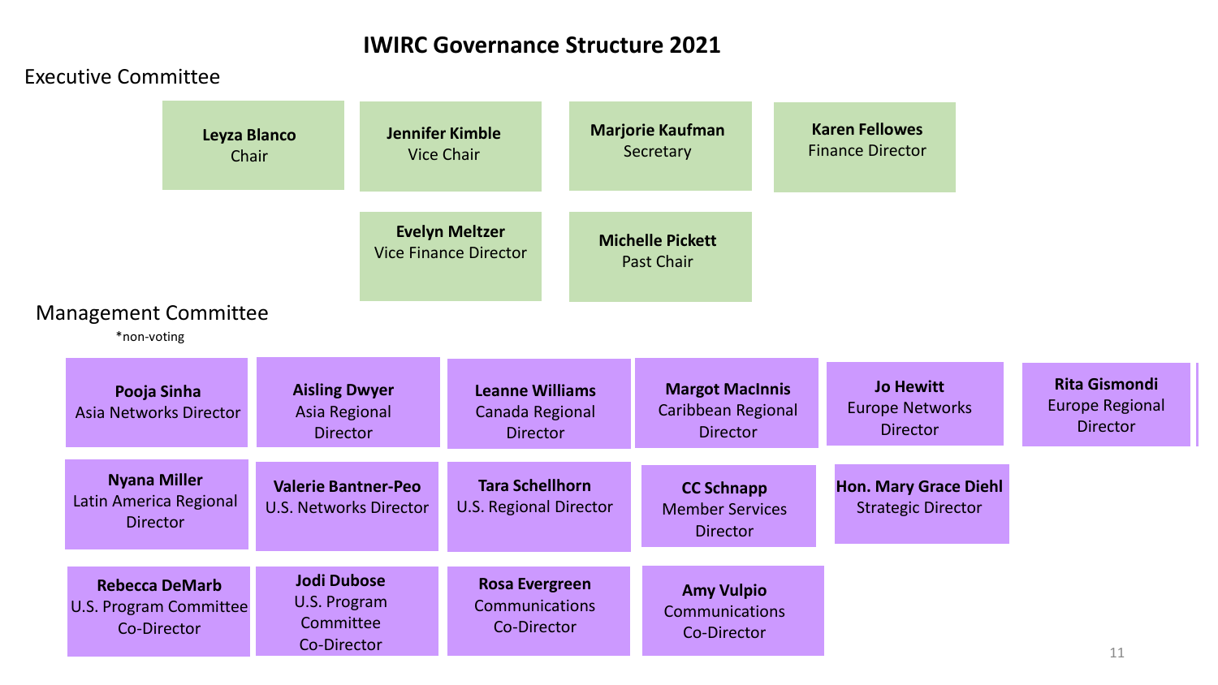# IWIRC Governance Structure 2021

## Executive Committee

- **Leyza Blanco** Chair
- **Jennifer Kimble** Vice Chair
- **Marjorie Kaufman** Secretary
- **Karen Fellowes** Finance Director
- **Evelyn Meltzer** Vice Finance Director
- **Michelle Pickett** Past Chair

## Management Committee

*non-voting

- **Pooja Sinha** Asia Networks Director
- **Aisling Dwyer** Asia Regional Director
- **Leanne Williams** Canada Regional Director
- **Margot MacInnis** Caribbean Regional Director
- **Jo Hewitt** Europe Networks Director
- **Rita Gismondi** Europe Regional Director
- **Nyana Miller** Latin America Regional Director
- **Valerie Bantner-Peo** U.S. Networks Director
- **Tara Schellhorn** U.S. Regional Director
- **CC Schnapp** Member Services Director
- **Hon. Mary Grace Diehl** Strategic Director
- **Rebecca DeMarb** U.S. Program Committee Co-Director
- **Jodi Dubose** U.S. Program Committee Co-Director
- **Rosa Evergreen** Communications Co-Director
- **Amy Vulpio** Communications Co-Director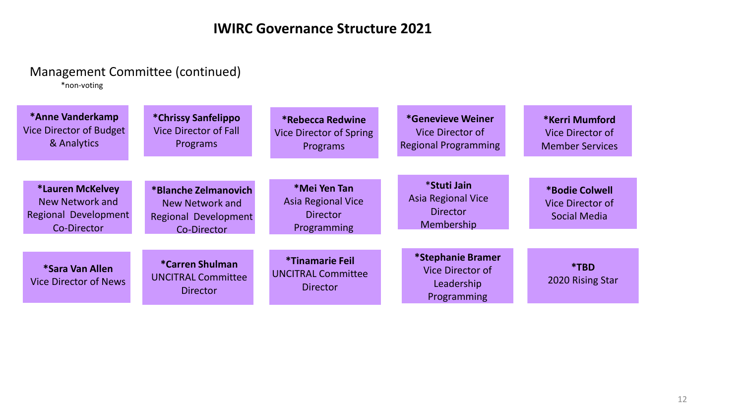# IWIRC Governance Structure 2021

## Management Committee (continued)

*non-voting

- **\*Anne Vanderkamp** Vice Director of Budget & Analytics
- **\*Chrissy Sanfelippo** Vice Director of Fall Programs
- **\*Rebecca Redwine** Vice Director of Spring Programs
- **\*Genevieve Weiner** Vice Director of Regional Programming
- **\*Kerri Mumford** Vice Director of Member Services
- **\*Lauren McKelvey** New Network and Regional Development Co-Director
- **\*Blanche Zelmanovich** New Network and Regional Development Co-Director
- **\*Mei Yen Tan** Asia Regional Vice Director Programming
- **\*Stuti Jain** Asia Regional Vice Director Membership
- **\*Bodie Colwell** Vice Director of Social Media
- **\*Sara Van Allen** Vice Director of News
- **\*Carren Shulman** UNCITRAL Committee Director
- **\*Tinamarie Feil** UNCITRAL Committee Director
- **\*Stephanie Bramer** Vice Director of Leadership Programming
- **\*TBD** 2020 Rising Star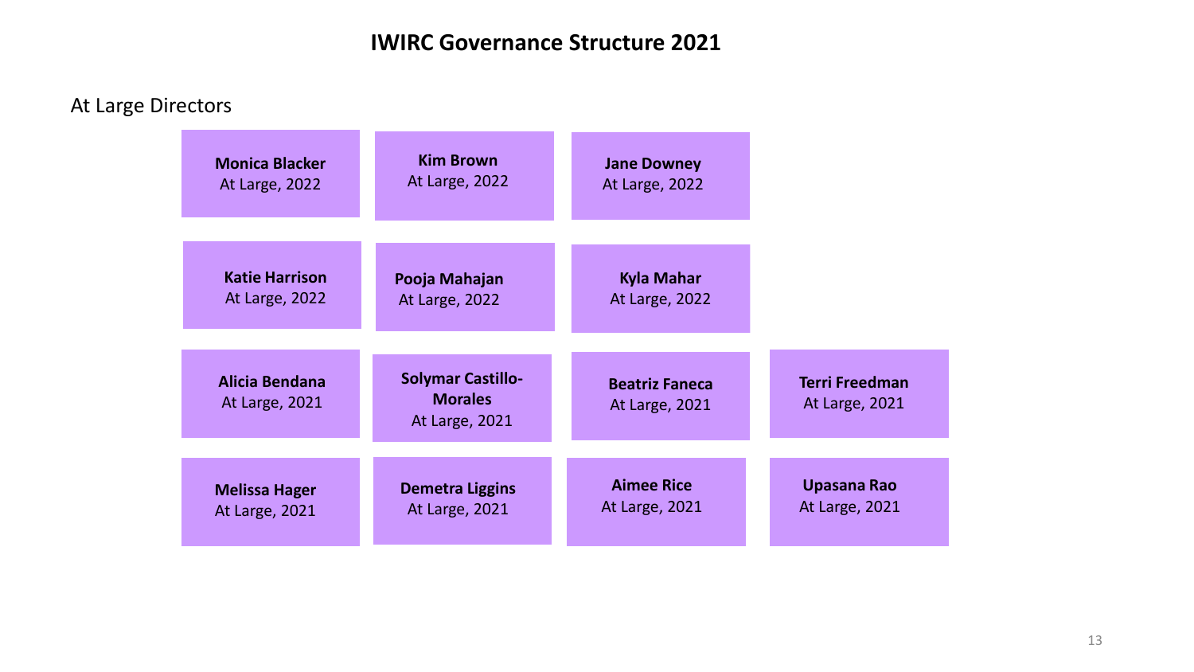# IWIRC Governance Structure 2021

## At Large Directors

**Monica Blacker**
At Large, 2022

**Kim Brown**
At Large, 2022

**Jane Downey**
At Large, 2022

**Katie Harrison**
At Large, 2022

**Pooja Mahajan**
At Large, 2022

**Kyla Mahar**
At Large, 2022

**Alicia Bendana**
At Large, 2021

**Solymar Castillo-Morales**
At Large, 2021

**Beatriz Faneca**
At Large, 2021

**Terri Freedman**
At Large, 2021

**Melissa Hager**
At Large, 2021

**Demetra Liggins**
At Large, 2021

**Aimee Rice**
At Large, 2021

**Upasana Rao**
At Large, 2021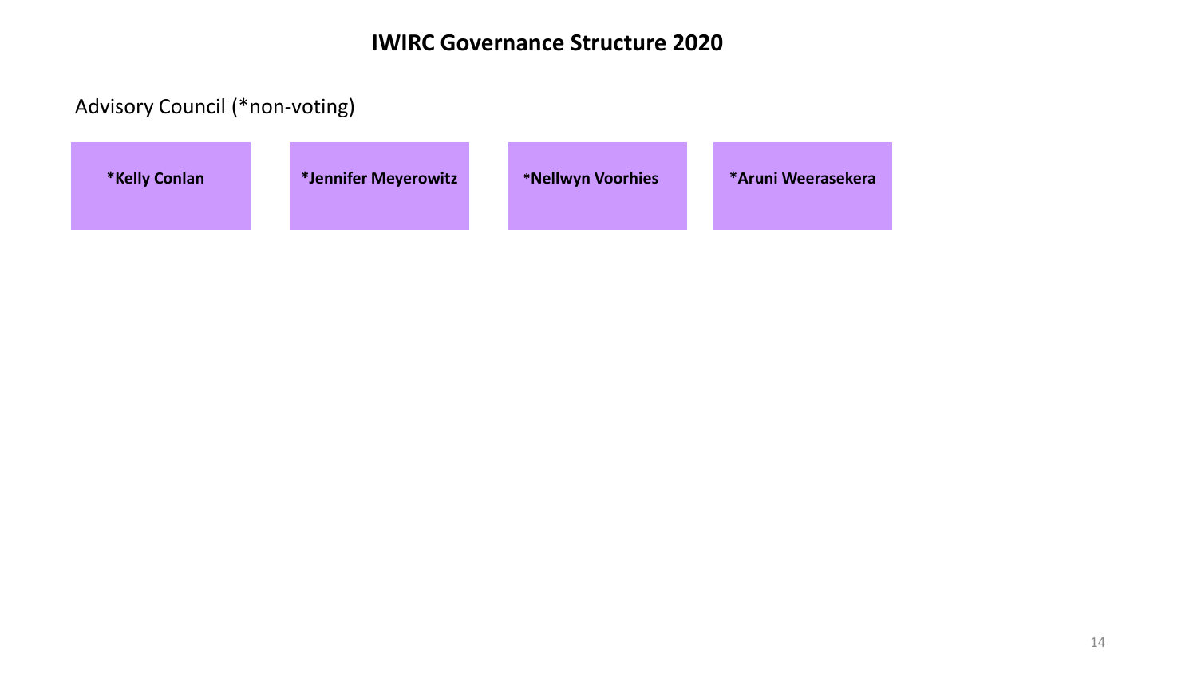# IWIRC Governance Structure 2020

Advisory Council (*non-voting)

- **\*Kelly Conlan**
- **\*Jennifer Meyerowitz**
- **\*Nellwyn Voorhies**
- **\*Aruni Weerasekera**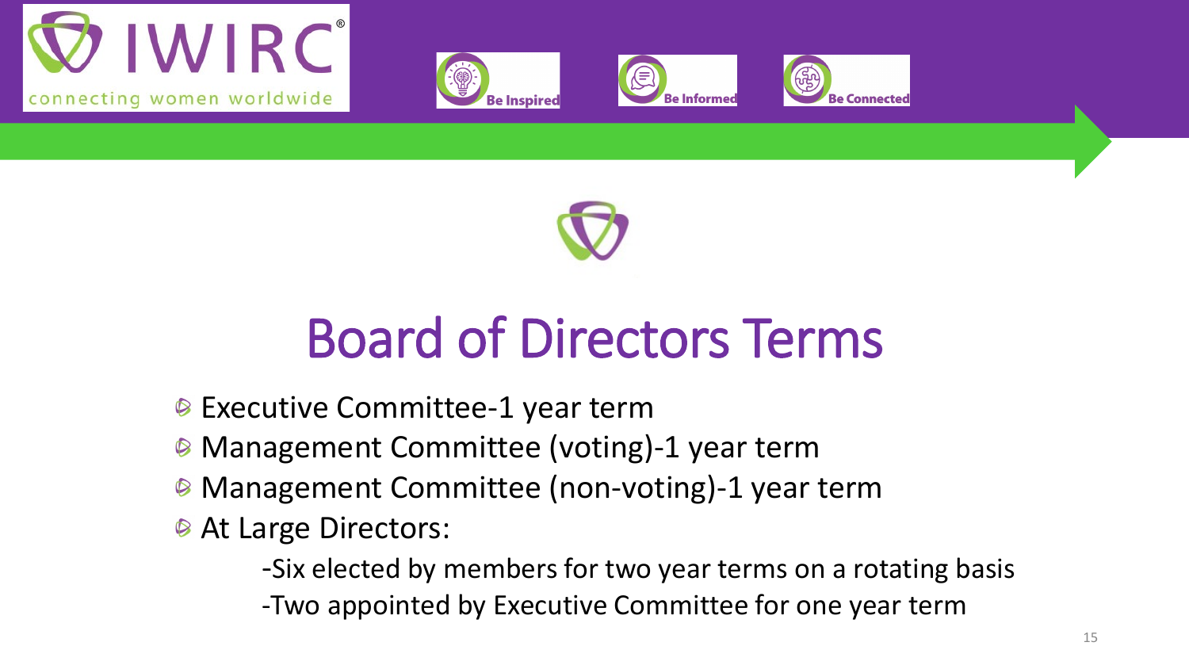# Board of Directors Terms

- Executive Committee-1 year term
- Management Committee (voting)-1 year term
- Management Committee (non-voting)-1 year term
- At Large Directors:
  - -Six elected by members for two year terms on a rotating basis
  - -Two appointed by Executive Committee for one year term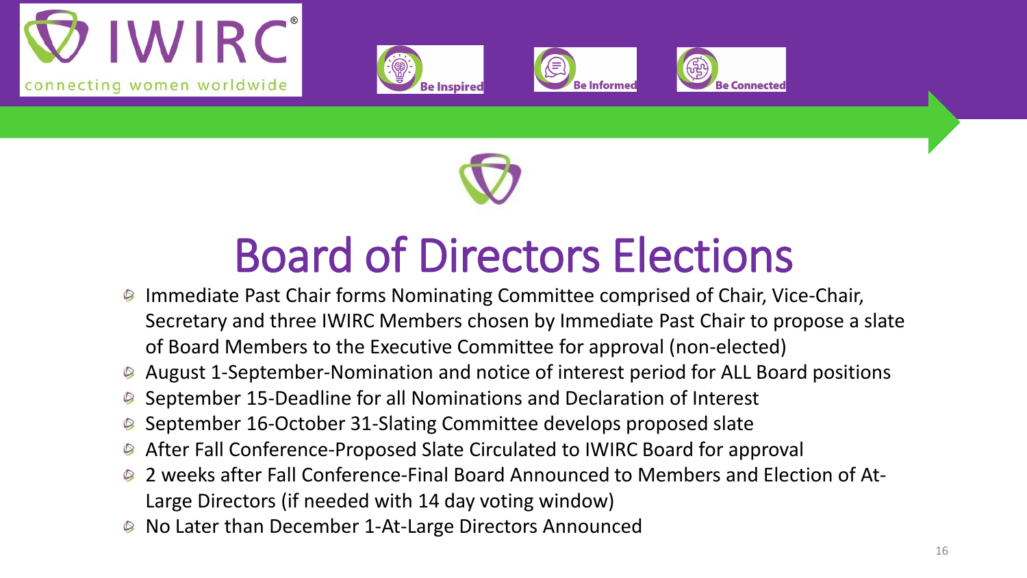# Board of Directors Elections

- Immediate Past Chair forms Nominating Committee comprised of Chair, Vice-Chair, Secretary and three IWIRC Members chosen by Immediate Past Chair to propose a slate of Board Members to the Executive Committee for approval (non-elected)
- August 1-September-Nomination and notice of interest period for ALL Board positions
- September 15-Deadline for all Nominations and Declaration of Interest
- September 16-October 31-Slating Committee develops proposed slate
- After Fall Conference-Proposed Slate Circulated to IWIRC Board for approval
- 2 weeks after Fall Conference-Final Board Announced to Members and Election of At-Large Directors (if needed with 14 day voting window)
- No Later than December 1-At-Large Directors Announced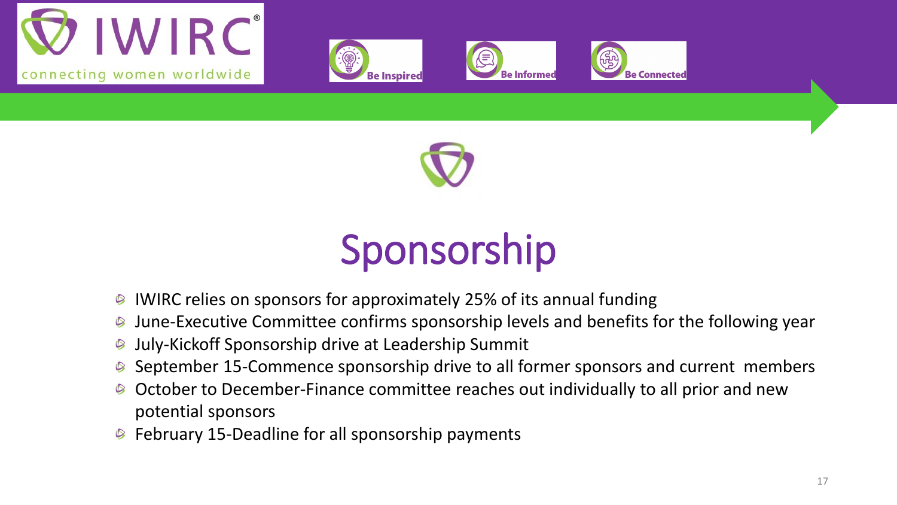# Sponsorship

- IWIRC relies on sponsors for approximately 25% of its annual funding
- June-Executive Committee confirms sponsorship levels and benefits for the following year
- July-Kickoff Sponsorship drive at Leadership Summit
- September 15-Commence sponsorship drive to all former sponsors and current members
- October to December-Finance committee reaches out individually to all prior and new potential sponsors
- February 15-Deadline for all sponsorship payments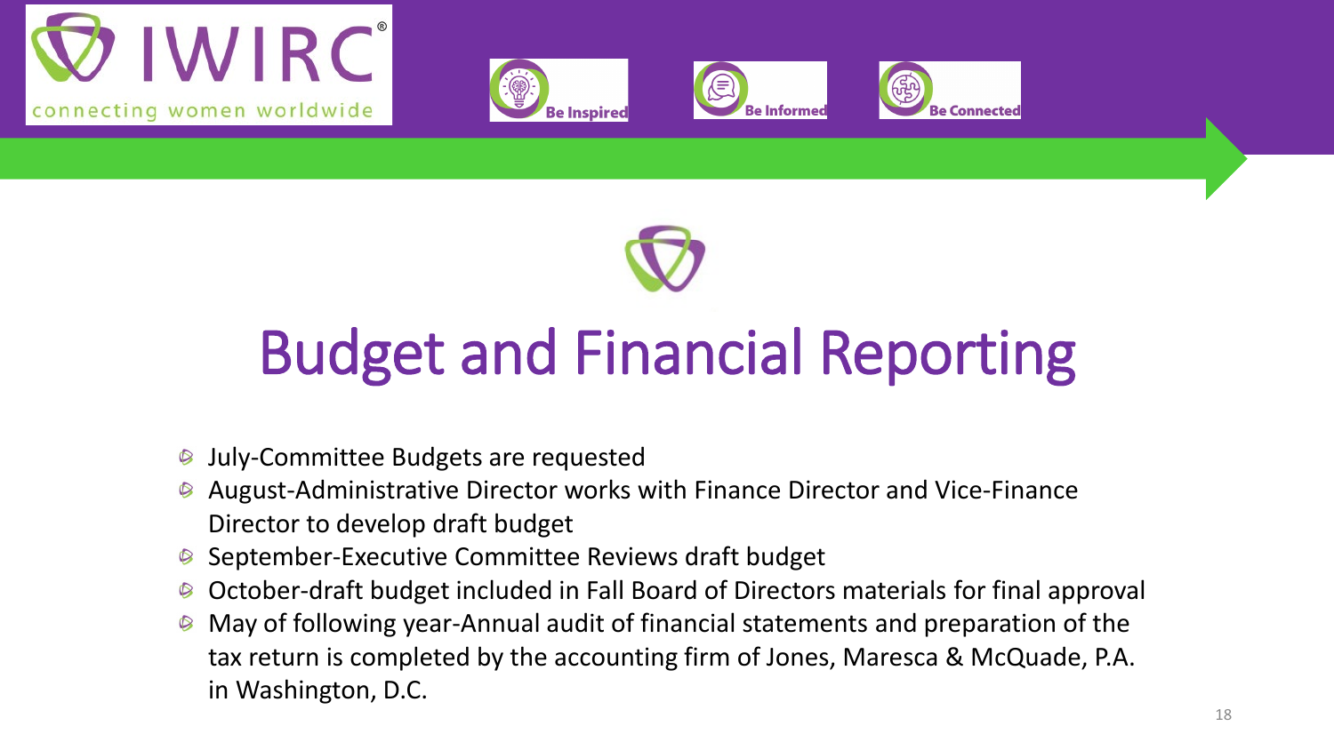# Budget and Financial Reporting

- July-Committee Budgets are requested
- August-Administrative Director works with Finance Director and Vice-Finance Director to develop draft budget
- September-Executive Committee Reviews draft budget
- October-draft budget included in Fall Board of Directors materials for final approval
- May of following year-Annual audit of financial statements and preparation of the tax return is completed by the accounting firm of Jones, Maresca & McQuade, P.A. in Washington, D.C.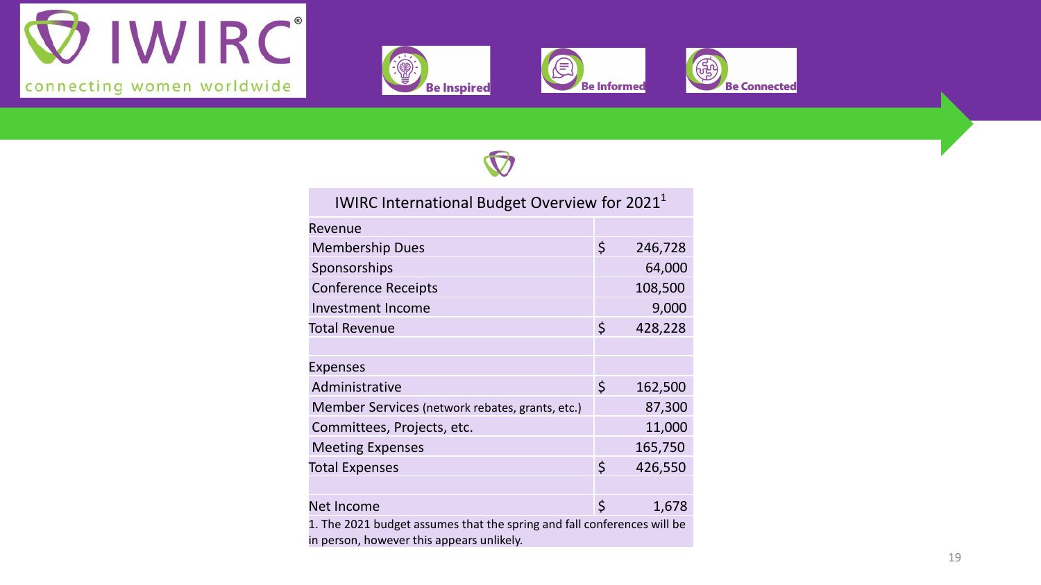IWIRC®
connecting women worldwide

Be Inspired | Be Informed | Be Connected

| IWIRC International Budget Overview for 2021[1] | |
|---|---|
| Revenue | |
| Membership Dues | $ 246,728 |
| Sponsorships | 64,000 |
| Conference Receipts | 108,500 |
| Investment Income | 9,000 |
| Total Revenue | $ 428,228 |
| | |
| Expenses | |
| Administrative | $ 162,500 |
| Member Services (network rebates, grants, etc.) | 87,300 |
| Committees, Projects, etc. | 11,000 |
| Meeting Expenses | 165,750 |
| Total Expenses | $ 426,550 |
| | |
| Net Income | $ 1,678 |

1. The 2021 budget assumes that the spring and fall conferences will be in person, however this appears unlikely.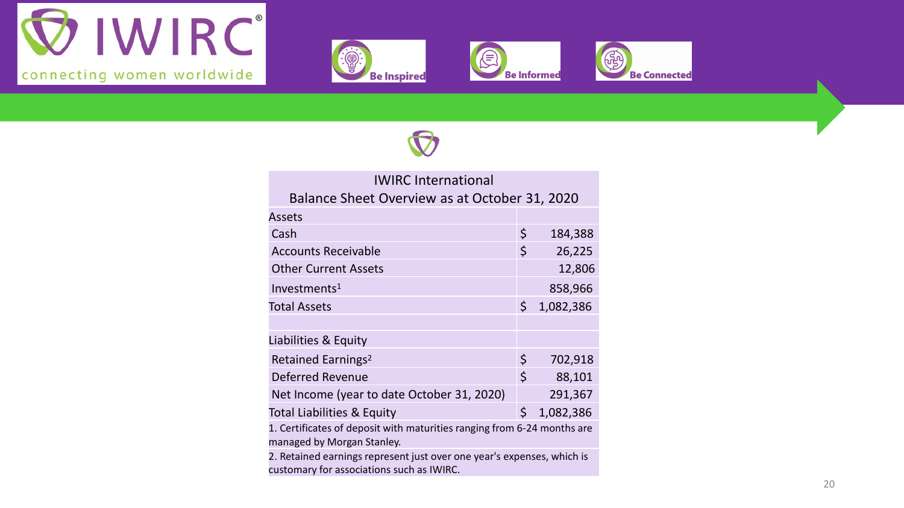IWIRC® connecting women worldwide

Be Inspired | Be Informed | Be Connected

| IWIRC International<br>Balance Sheet Overview as at October 31, 2020 | |
|---|---|
| Assets | |
| Cash | $ 184,388 |
| Accounts Receivable | $ 26,225 |
| Other Current Assets | 12,806 |
| Investments[1] | 858,966 |
| Total Assets | $ 1,082,386 |
| | |
| Liabilities & Equity | |
| Retained Earnings[2] | $ 702,918 |
| Deferred Revenue | $ 88,101 |
| Net Income (year to date October 31, 2020) | 291,367 |
| Total Liabilities & Equity | $ 1,082,386 |

1. Certificates of deposit with maturities ranging from 6-24 months are managed by Morgan Stanley.

2. Retained earnings represent just over one year's expenses, which is customary for associations such as IWIRC.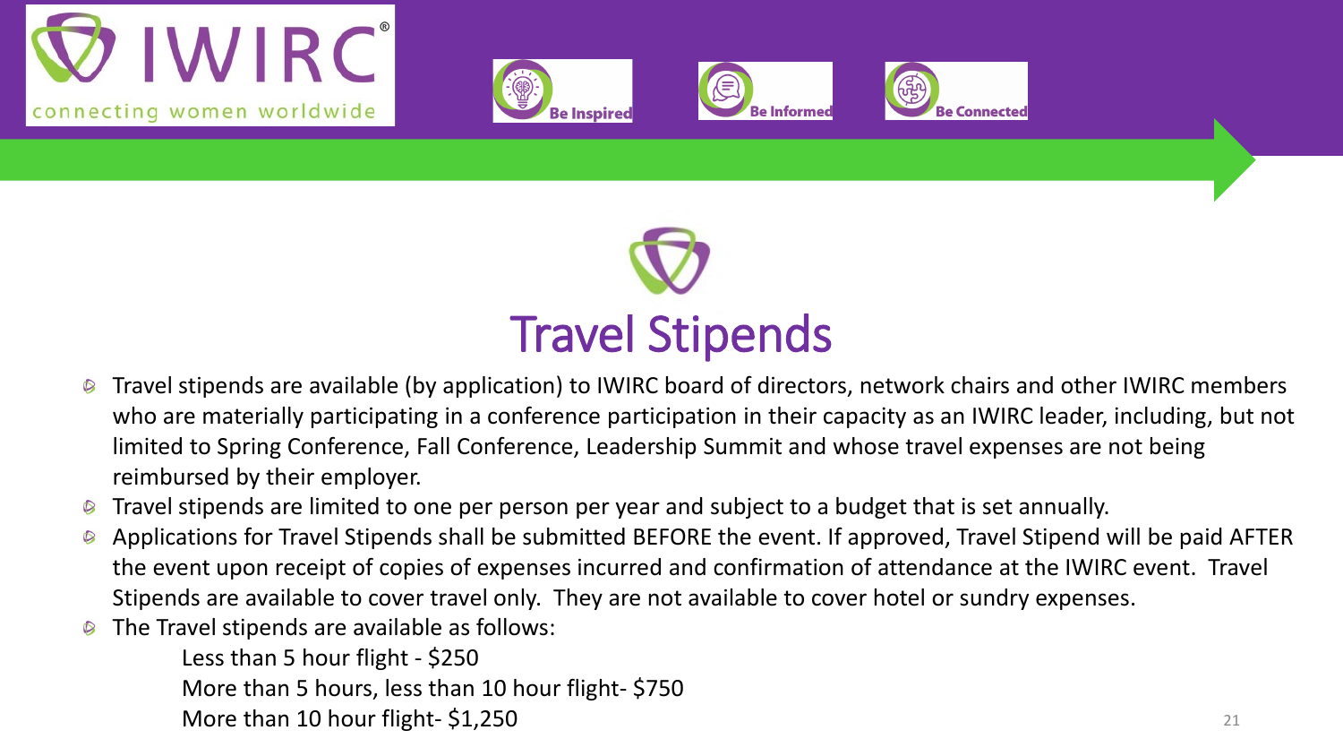# Travel Stipends

- Travel stipends are available (by application) to IWIRC board of directors, network chairs and other IWIRC members who are materially participating in a conference participation in their capacity as an IWIRC leader, including, but not limited to Spring Conference, Fall Conference, Leadership Summit and whose travel expenses are not being reimbursed by their employer.
- Travel stipends are limited to one per person per year and subject to a budget that is set annually.
- Applications for Travel Stipends shall be submitted BEFORE the event. If approved, Travel Stipend will be paid AFTER the event upon receipt of copies of expenses incurred and confirmation of attendance at the IWIRC event. Travel Stipends are available to cover travel only. They are not available to cover hotel or sundry expenses.
- The Travel stipends are available as follows:

  Less than 5 hour flight - $250

  More than 5 hours, less than 10 hour flight- $750

  More than 10 hour flight- $1,250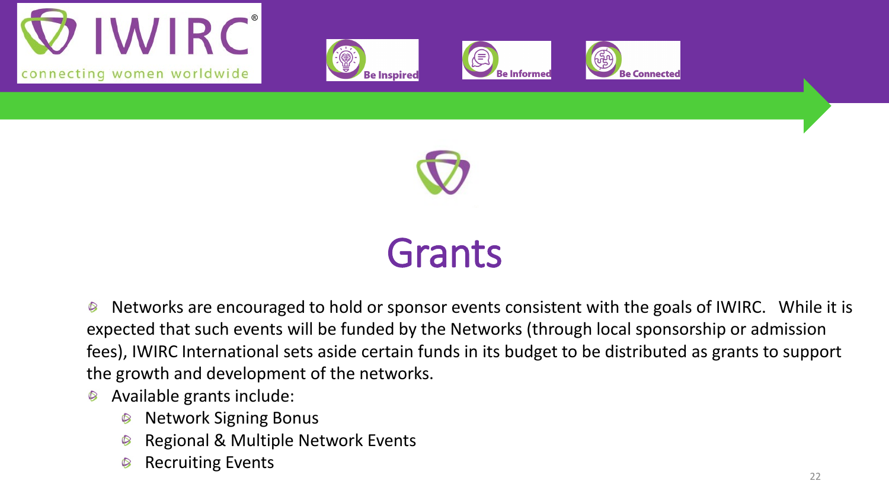# Grants

- Networks are encouraged to hold or sponsor events consistent with the goals of IWIRC. While it is expected that such events will be funded by the Networks (through local sponsorship or admission fees), IWIRC International sets aside certain funds in its budget to be distributed as grants to support the growth and development of the networks.
- Available grants include:
  - Network Signing Bonus
  - Regional & Multiple Network Events
  - Recruiting Events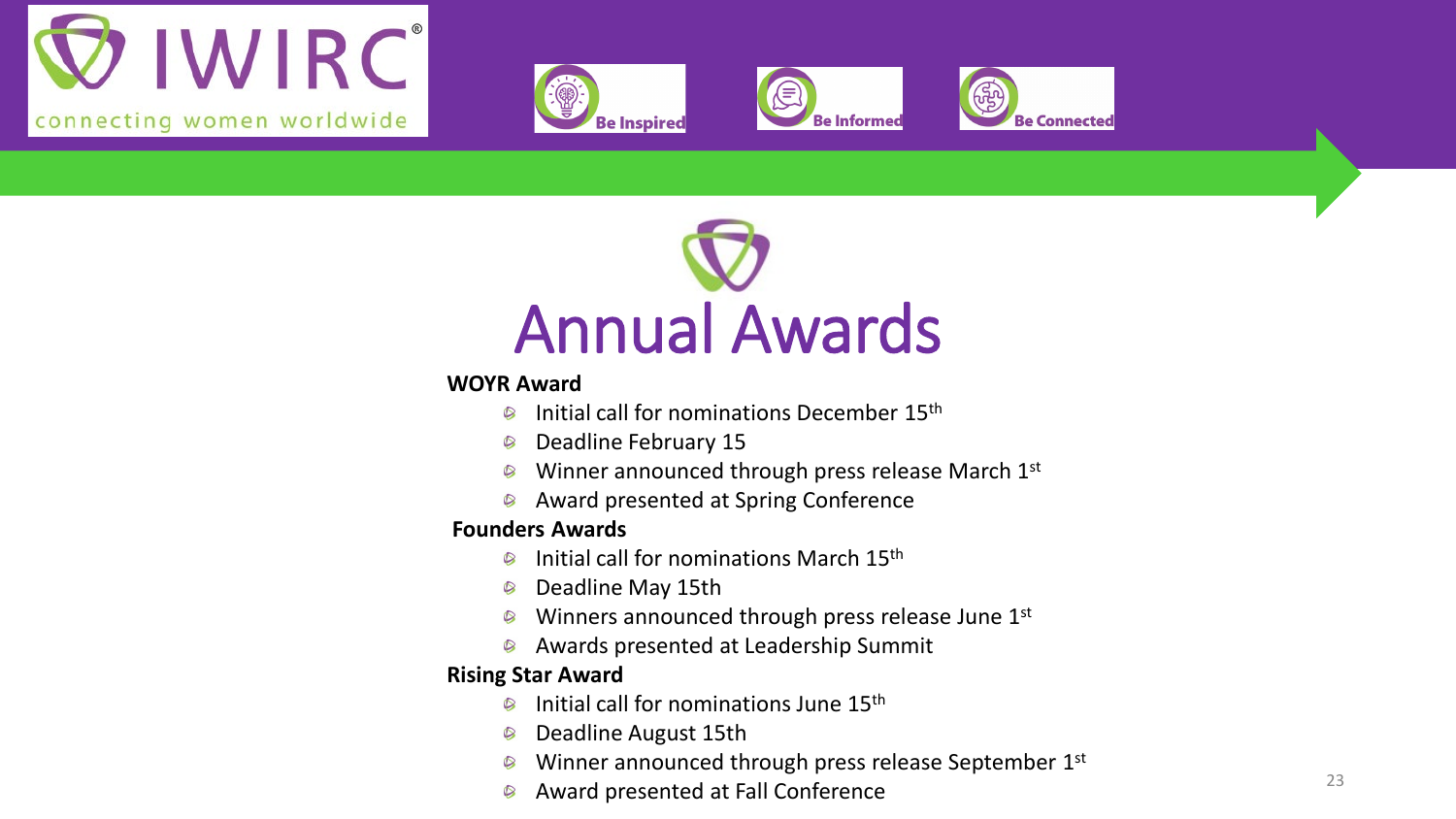# Annual Awards

**WOYR Award**

- Initial call for nominations December 15th
- Deadline February 15
- Winner announced through press release March 1st
- Award presented at Spring Conference

**Founders Awards**

- Initial call for nominations March 15th
- Deadline May 15th
- Winners announced through press release June 1st
- Awards presented at Leadership Summit

**Rising Star Award**

- Initial call for nominations June 15th
- Deadline August 15th
- Winner announced through press release September 1st
- Award presented at Fall Conference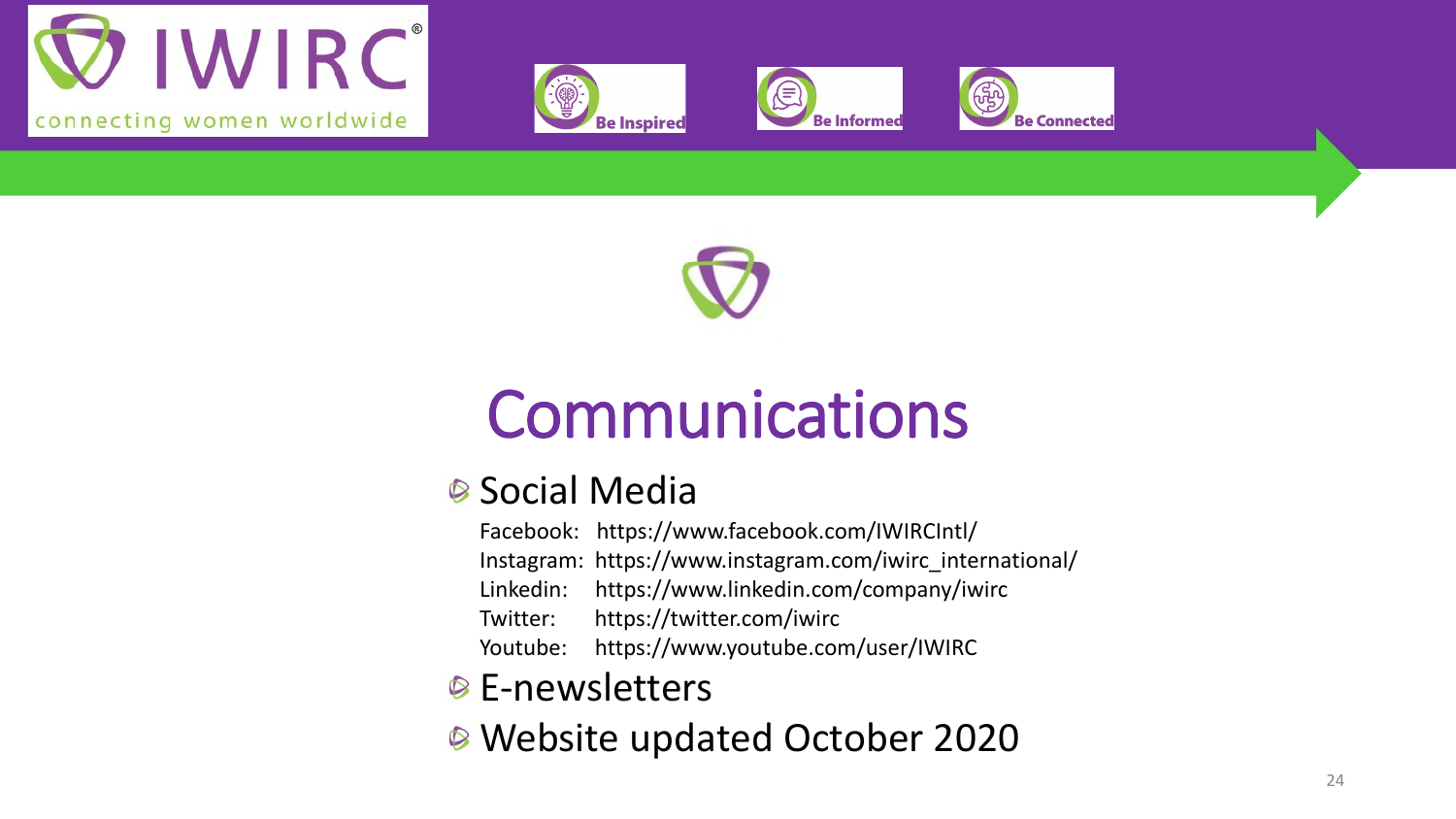# Communications

- Social Media

  Facebook: https://www.facebook.com/IWIRCIntl/
  Instagram: https://www.instagram.com/iwirc_international/
  Linkedin: https://www.linkedin.com/company/iwirc
  Twitter: https://twitter.com/iwirc
  Youtube: https://www.youtube.com/user/IWIRC

- E-newsletters
- Website updated October 2020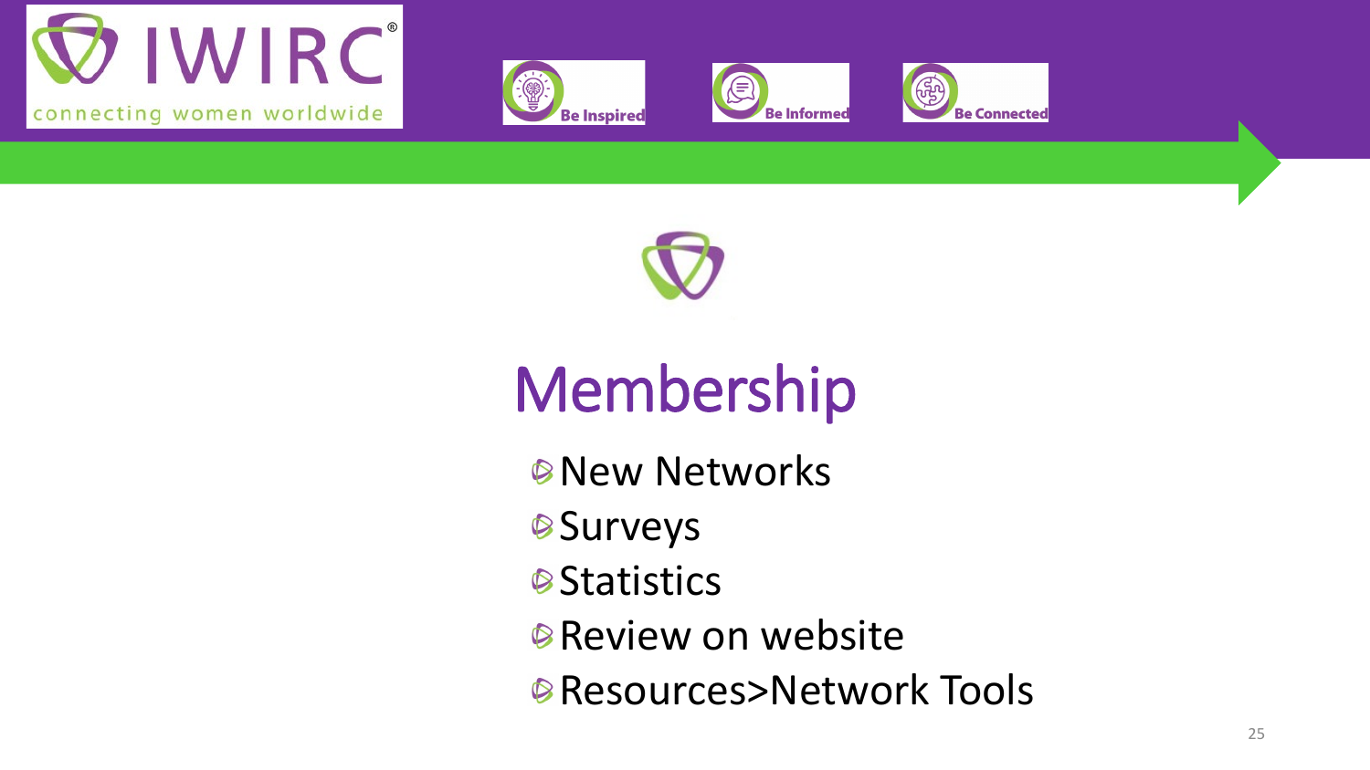# Membership

- New Networks
- Surveys
- Statistics
- Review on website
- Resources>Network Tools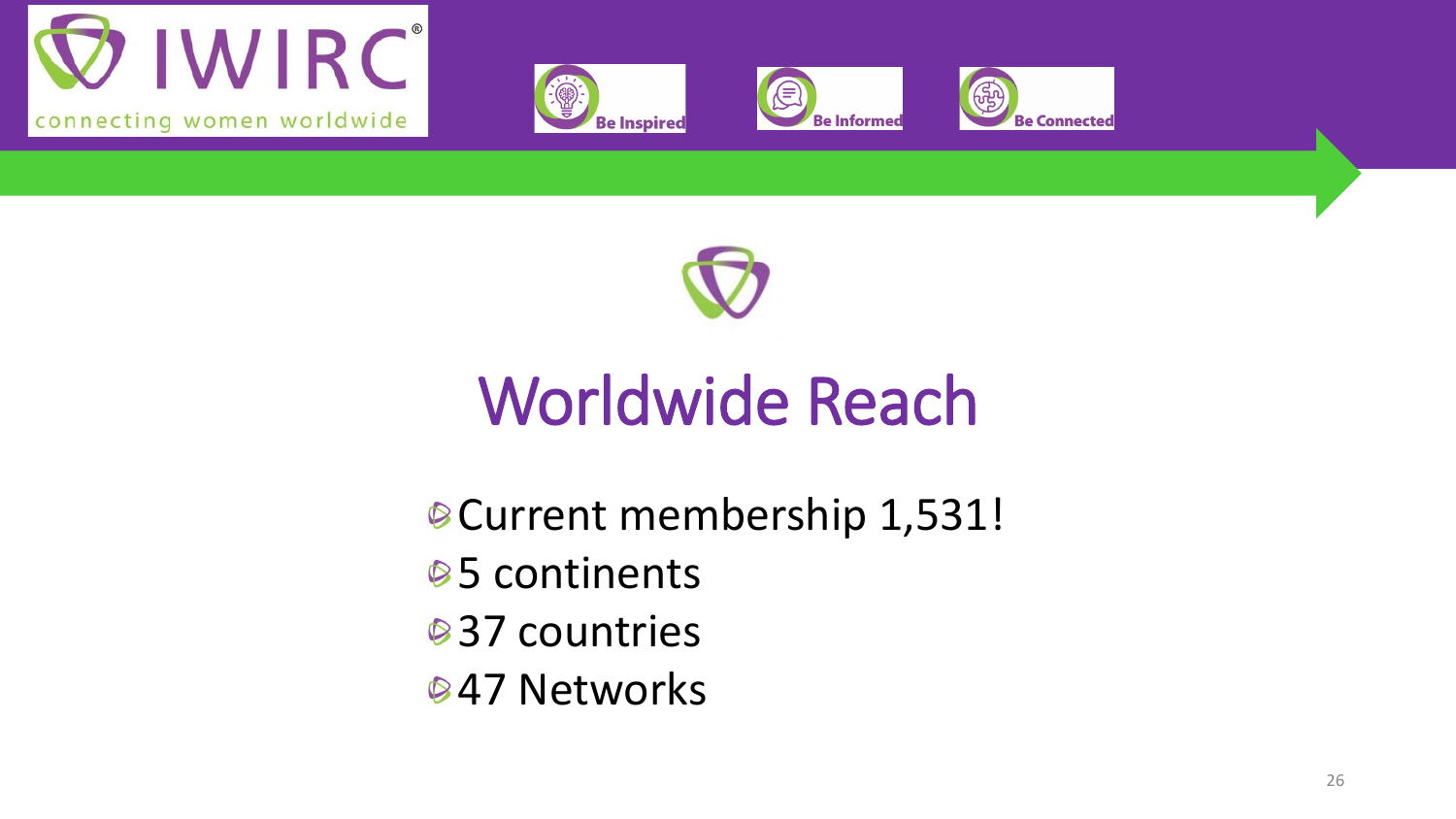# Worldwide Reach

- Current membership 1,531!
- 5 continents
- 37 countries
- 47 Networks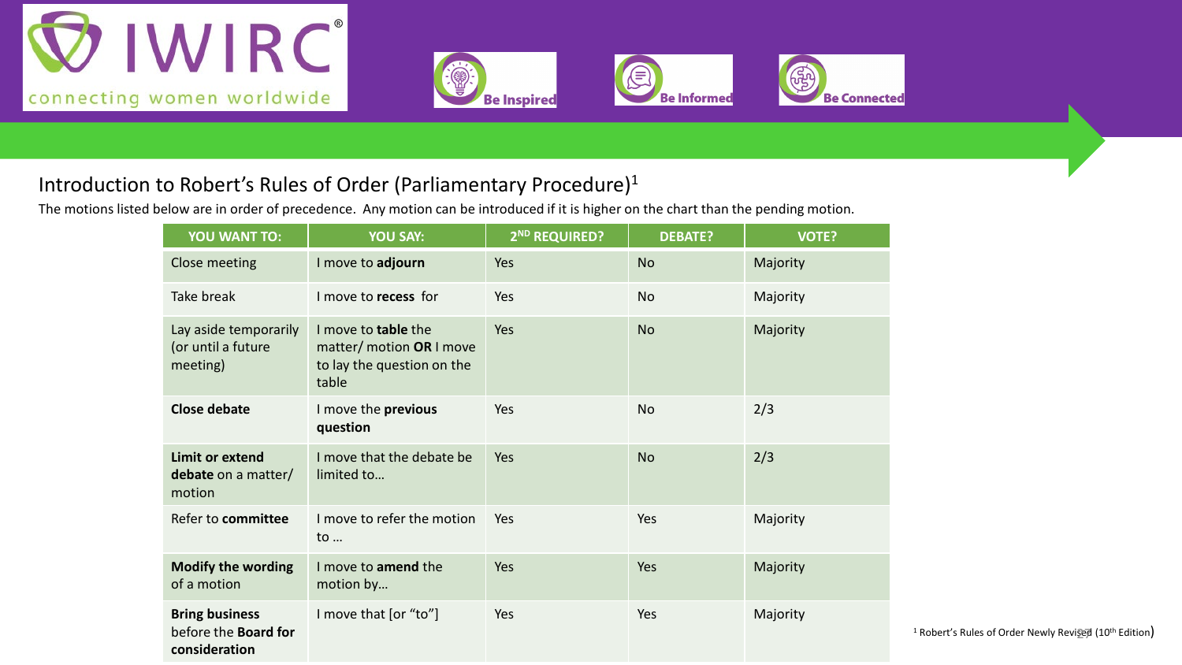## Introduction to Robert's Rules of Order (Parliamentary Procedure)[1]

The motions listed below are in order of precedence. Any motion can be introduced if it is higher on the chart than the pending motion.

| YOU WANT TO: | YOU SAY: | 2ND REQUIRED? | DEBATE? | VOTE? |
|---|---|---|---|---|
| Close meeting | I move to **adjourn** | Yes | No | Majority |
| Take break | I move to **recess** for | Yes | No | Majority |
| Lay aside temporarily (or until a future meeting) | I move to **table** the matter/ motion **OR** I move to lay the question on the table | Yes | No | Majority |
| **Close debate** | I move the **previous question** | Yes | No | 2/3 |
| **Limit or extend debate** on a matter/ motion | I move that the debate be limited to… | Yes | No | 2/3 |
| Refer to **committee** | I move to refer the motion to … | Yes | Yes | Majority |
| **Modify the wording** of a motion | I move to **amend** the motion by… | Yes | Yes | Majority |
| **Bring business** before the **Board for consideration** | I move that [or "to"] | Yes | Yes | Majority |

[1] Robert's Rules of Order Newly Revised (10th Edition)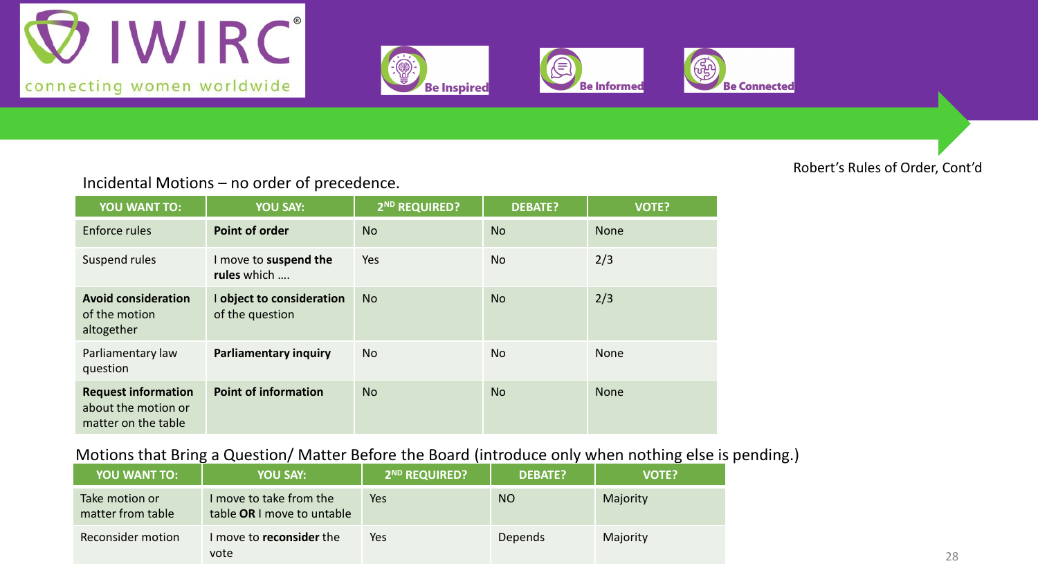Robert's Rules of Order, Cont'd

## Incidental Motions – no order of precedence.

| YOU WANT TO: | YOU SAY: | 2ND REQUIRED? | DEBATE? | VOTE? |
| --- | --- | --- | --- | --- |
| Enforce rules | **Point of order** | No | No | None |
| Suspend rules | I move to **suspend the rules** which …. | Yes | No | 2/3 |
| **Avoid consideration** of the motion altogether | I **object to consideration** of the question | No | No | 2/3 |
| Parliamentary law question | **Parliamentary inquiry** | No | No | None |
| **Request information** about the motion or matter on the table | **Point of information** | No | No | None |

## Motions that Bring a Question/ Matter Before the Board (introduce only when nothing else is pending.)

| YOU WANT TO: | YOU SAY: | 2ND REQUIRED? | DEBATE? | VOTE? |
| --- | --- | --- | --- | --- |
| Take motion or matter from table | I move to take from the table **OR** I move to untable | Yes | NO | Majority |
| Reconsider motion | I move to **reconsider** the vote | Yes | Depends | Majority |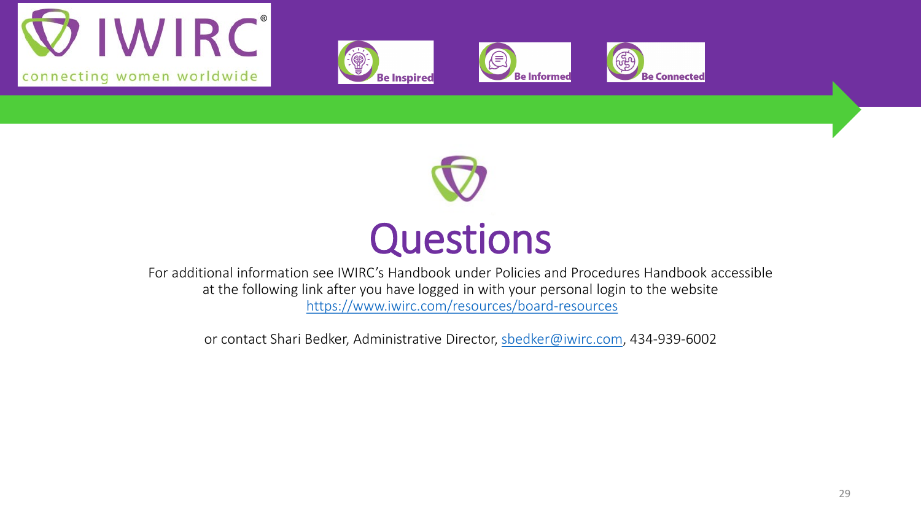# Questions

For additional information see IWIRC's Handbook under Policies and Procedures Handbook accessible at the following link after you have logged in with your personal login to the website https://www.iwirc.com/resources/board-resources

or contact Shari Bedker, Administrative Director, sbedker@iwirc.com, 434-939-6002